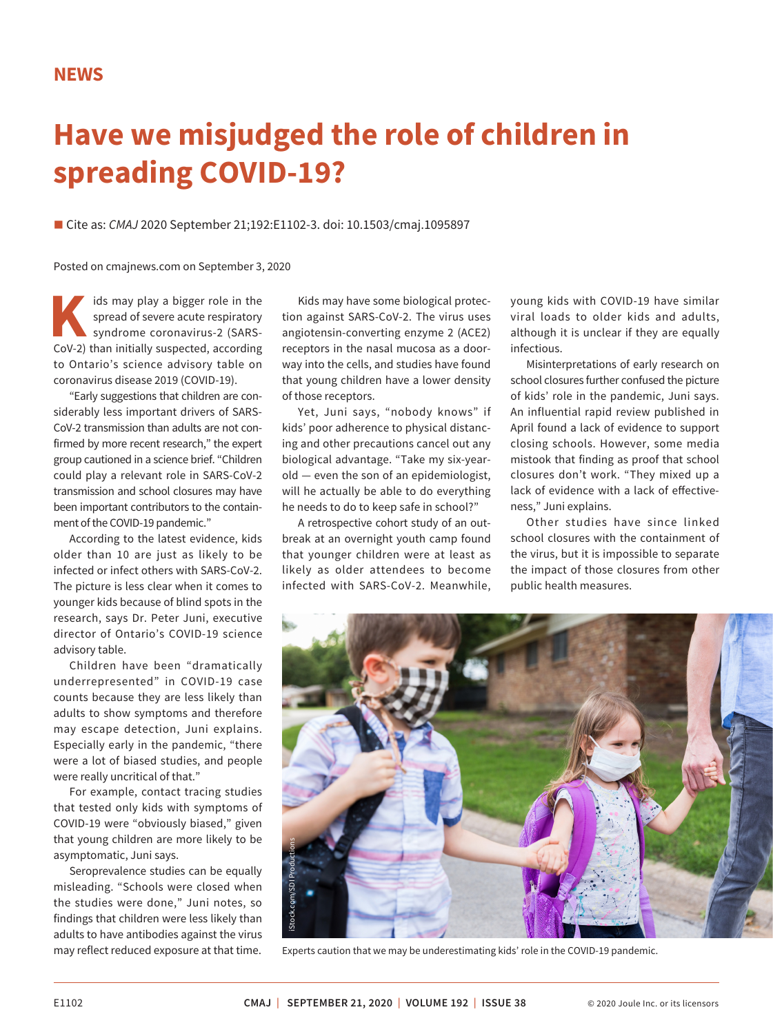NEWS

# Have we misjudged the role of children in spreading COVID-19?

■ Cite as: *CMAJ* 2020 September 21;192:E1102-3. doi: 10.1503/cmaj.1095897

Posted on cmajnews.com on September 3, 2020

Kids may play a bigger role in the spread of severe acute respiratory syndrome coronavirus-2 (SARS-CoV-2) than initially suspected, according to Ontario's science advisory table on coronavirus disease 2019 (COVID-19).

"Early suggestions that children are considerably less important drivers of SARS-CoV-2 transmission than adults are not confirmed by more recent research," the expert group cautioned in a science brief. "Children could play a relevant role in SARS-CoV-2 transmission and school closures may have been important contributors to the containment of the COVID-19 pandemic."

According to the latest evidence, kids older than 10 are just as likely to be infected or infect others with SARS-CoV-2. The picture is less clear when it comes to younger kids because of blind spots in the research, says Dr. Peter Juni, executive director of Ontario's COVID-19 science advisory table.

Children have been "dramatically underrepresented" in COVID-19 case counts because they are less likely than adults to show symptoms and therefore may escape detection, Juni explains. Especially early in the pandemic, "there were a lot of biased studies, and people were really uncritical of that."

For example, contact tracing studies that tested only kids with symptoms of COVID-19 were "obviously biased," given that young children are more likely to be asymptomatic, Juni says.

Seroprevalence studies can be equally misleading. "Schools were closed when the studies were done," Juni notes, so findings that children were less likely than adults to have antibodies against the virus may reflect reduced exposure at that time.

Kids may have some biological protection against SARS-CoV-2. The virus uses angiotensin-converting enzyme 2 (ACE2) receptors in the nasal mucosa as a doorway into the cells, and studies have found that young children have a lower density of those receptors.

Yet, Juni says, "nobody knows" if kids' poor adherence to physical distancing and other precautions cancel out any biological advantage. "Take my six-year-old — even the son of an epidemiologist, will he actually be able to do everything he needs to do to keep safe in school?"

A retrospective cohort study of an outbreak at an overnight youth camp found that younger children were at least as likely as older attendees to become infected with SARS-CoV-2. Meanwhile, young kids with COVID-19 have similar viral loads to older kids and adults, although it is unclear if they are equally infectious.

Misinterpretations of early research on school closures further confused the picture of kids' role in the pandemic, Juni says. An influential rapid review published in April found a lack of evidence to support closing schools. However, some media mistook that finding as proof that school closures don't work. "They mixed up a lack of evidence with a lack of effectiveness," Juni explains.

Other studies have since linked school closures with the containment of the virus, but it is impossible to separate the impact of those closures from other public health measures.

iStock.com/SDI Productions

Experts caution that we may be underestimating kids' role in the COVID-19 pandemic.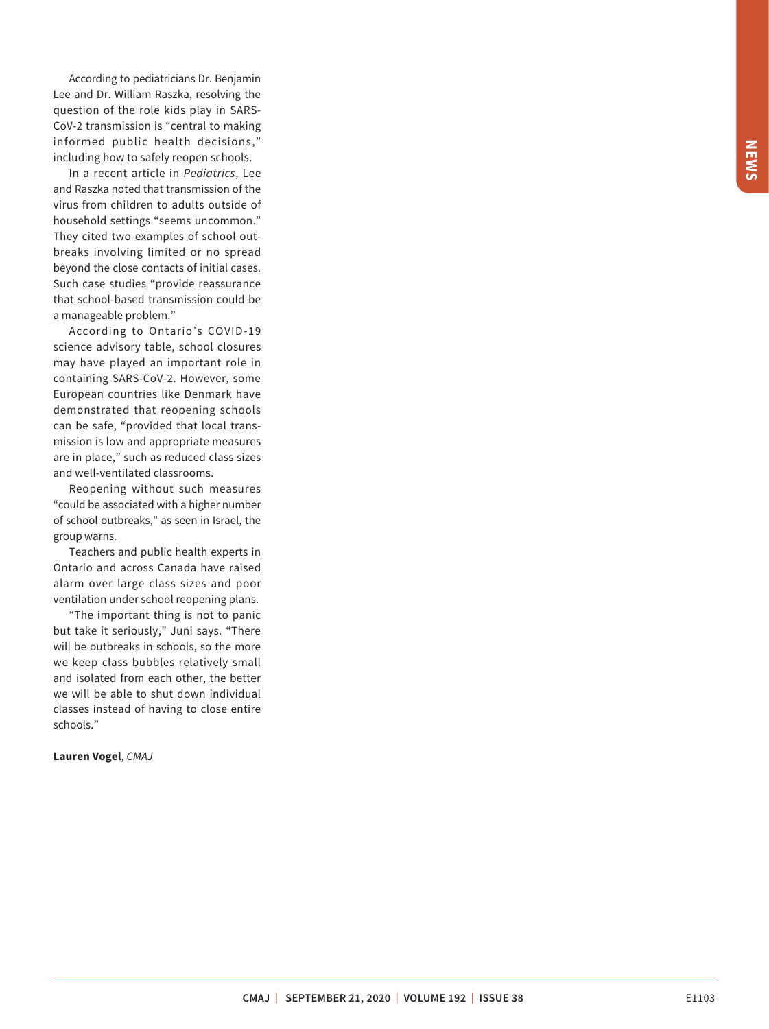According to pediatricians Dr. Benjamin Lee and Dr. William Raszka, resolving the question of the role kids play in SARS-CoV-2 transmission is "central to making informed public health decisions," including how to safely reopen schools.

In a recent article in *Pediatrics*, Lee and Raszka noted that transmission of the virus from children to adults outside of household settings "seems uncommon." They cited two examples of school outbreaks involving limited or no spread beyond the close contacts of initial cases. Such case studies "provide reassurance that school-based transmission could be a manageable problem."

According to Ontario's COVID-19 science advisory table, school closures may have played an important role in containing SARS-CoV-2. However, some European countries like Denmark have demonstrated that reopening schools can be safe, "provided that local transmission is low and appropriate measures are in place," such as reduced class sizes and well-ventilated classrooms.

Reopening without such measures "could be associated with a higher number of school outbreaks," as seen in Israel, the group warns.

Teachers and public health experts in Ontario and across Canada have raised alarm over large class sizes and poor ventilation under school reopening plans.

"The important thing is not to panic but take it seriously," Juni says. "There will be outbreaks in schools, so the more we keep class bubbles relatively small and isolated from each other, the better we will be able to shut down individual classes instead of having to close entire schools."

**Lauren Vogel**, *CMAJ*